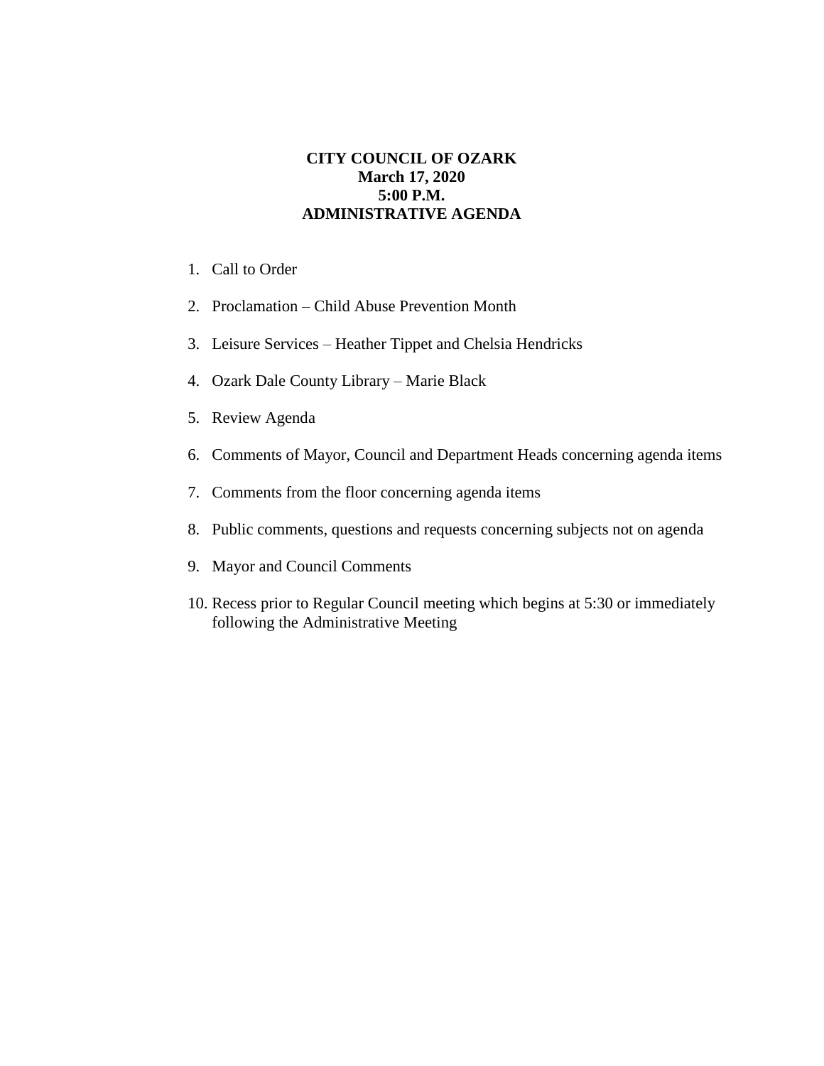# CITY COUNCIL OF OZARK
## March 17, 2020
## 5:00 P.M.
## ADMINISTRATIVE AGENDA

1. Call to Order
2. Proclamation – Child Abuse Prevention Month
3. Leisure Services – Heather Tippet and Chelsia Hendricks
4. Ozark Dale County Library – Marie Black
5. Review Agenda
6. Comments of Mayor, Council and Department Heads concerning agenda items
7. Comments from the floor concerning agenda items
8. Public comments, questions and requests concerning subjects not on agenda
9. Mayor and Council Comments
10. Recess prior to Regular Council meeting which begins at 5:30 or immediately following the Administrative Meeting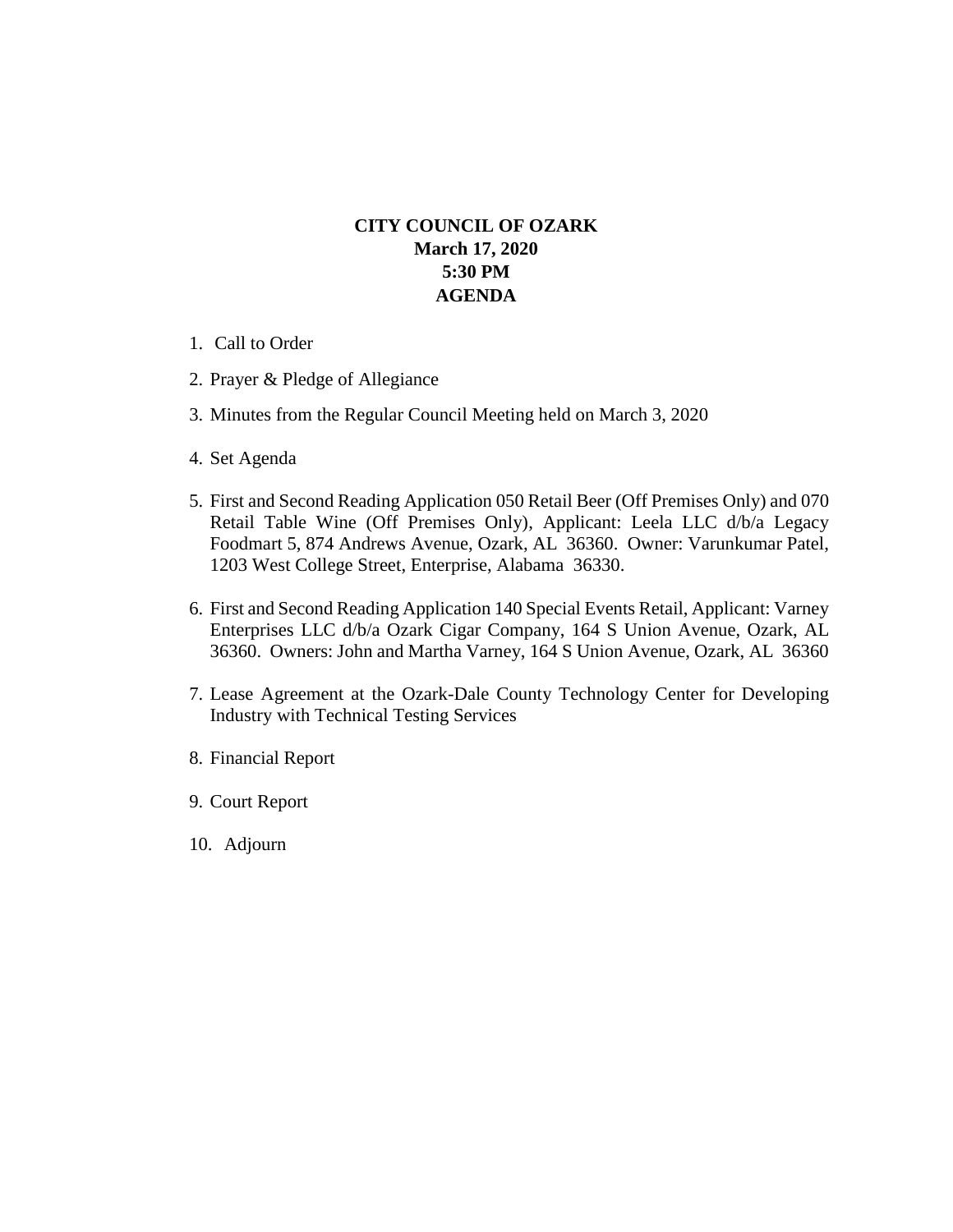**CITY COUNCIL OF OZARK**
**March 17, 2020**
**5:30 PM**
**AGENDA**

1. Call to Order
2. Prayer & Pledge of Allegiance
3. Minutes from the Regular Council Meeting held on March 3, 2020
4. Set Agenda
5. First and Second Reading Application 050 Retail Beer (Off Premises Only) and 070 Retail Table Wine (Off Premises Only), Applicant: Leela LLC d/b/a Legacy Foodmart 5, 874 Andrews Avenue, Ozark, AL 36360. Owner: Varunkumar Patel, 1203 West College Street, Enterprise, Alabama 36330.
6. First and Second Reading Application 140 Special Events Retail, Applicant: Varney Enterprises LLC d/b/a Ozark Cigar Company, 164 S Union Avenue, Ozark, AL 36360. Owners: John and Martha Varney, 164 S Union Avenue, Ozark, AL 36360
7. Lease Agreement at the Ozark-Dale County Technology Center for Developing Industry with Technical Testing Services
8. Financial Report
9. Court Report
10. Adjourn